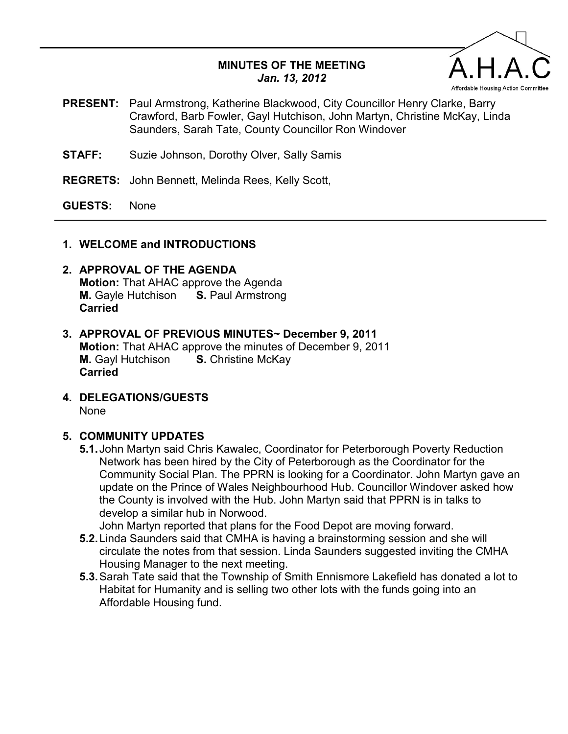# MINUTES OF THE MEETING
***Jan. 13, 2012***

A.H.A.C

Affordable Housing Action Committee

**PRESENT:** Paul Armstrong, Katherine Blackwood, City Councillor Henry Clarke, Barry Crawford, Barb Fowler, Gayl Hutchison, John Martyn, Christine McKay, Linda Saunders, Sarah Tate, County Councillor Ron Windover

**STAFF:** Suzie Johnson, Dorothy Olver, Sally Samis

**REGRETS:** John Bennett, Melinda Rees, Kelly Scott,

**GUESTS:** None

---

1. **WELCOME and INTRODUCTIONS**

2. **APPROVAL OF THE AGENDA**
   **Motion:** That AHAC approve the Agenda
   **M.** Gayle Hutchison **S.** Paul Armstrong
   **Carried**

3. **APPROVAL OF PREVIOUS MINUTES~ December 9, 2011**
   **Motion:** That AHAC approve the minutes of December 9, 2011
   **M.** Gayl Hutchison **S.** Christine McKay
   **Carried**

4. **DELEGATIONS/GUESTS**
   None

5. **COMMUNITY UPDATES**
   - **5.1.** John Martyn said Chris Kawalec, Coordinator for Peterborough Poverty Reduction Network has been hired by the City of Peterborough as the Coordinator for the Community Social Plan. The PPRN is looking for a Coordinator. John Martyn gave an update on the Prince of Wales Neighbourhood Hub. Councillor Windover asked how the County is involved with the Hub. John Martyn said that PPRN is in talks to develop a similar hub in Norwood.
     John Martyn reported that plans for the Food Depot are moving forward.
   - **5.2.** Linda Saunders said that CMHA is having a brainstorming session and she will circulate the notes from that session. Linda Saunders suggested inviting the CMHA Housing Manager to the next meeting.
   - **5.3.** Sarah Tate said that the Township of Smith Ennismore Lakefield has donated a lot to Habitat for Humanity and is selling two other lots with the funds going into an Affordable Housing fund.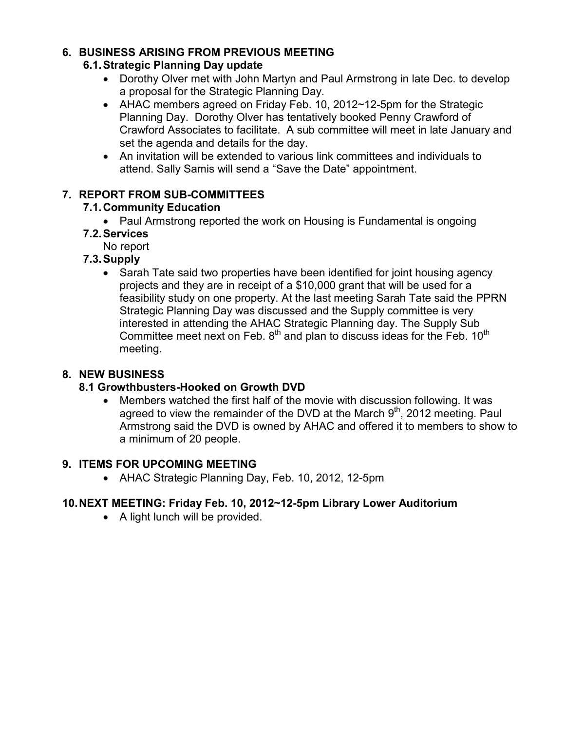## 6. BUSINESS ARISING FROM PREVIOUS MEETING

### 6.1. Strategic Planning Day update

- Dorothy Olver met with John Martyn and Paul Armstrong in late Dec. to develop a proposal for the Strategic Planning Day.
- AHAC members agreed on Friday Feb. 10, 2012~12-5pm for the Strategic Planning Day. Dorothy Olver has tentatively booked Penny Crawford of Crawford Associates to facilitate. A sub committee will meet in late January and set the agenda and details for the day.
- An invitation will be extended to various link committees and individuals to attend. Sally Samis will send a "Save the Date" appointment.

## 7. REPORT FROM SUB-COMMITTEES

### 7.1. Community Education

- Paul Armstrong reported the work on Housing is Fundamental is ongoing

### 7.2. Services

No report

### 7.3. Supply

- Sarah Tate said two properties have been identified for joint housing agency projects and they are in receipt of a $10,000 grant that will be used for a feasibility study on one property. At the last meeting Sarah Tate said the PPRN Strategic Planning Day was discussed and the Supply committee is very interested in attending the AHAC Strategic Planning day. The Supply Sub Committee meet next on Feb. 8th and plan to discuss ideas for the Feb. 10th meeting.

## 8. NEW BUSINESS

### 8.1 Growthbusters-Hooked on Growth DVD

- Members watched the first half of the movie with discussion following. It was agreed to view the remainder of the DVD at the March 9th, 2012 meeting. Paul Armstrong said the DVD is owned by AHAC and offered it to members to show to a minimum of 20 people.

## 9. ITEMS FOR UPCOMING MEETING

- AHAC Strategic Planning Day, Feb. 10, 2012, 12-5pm

## 10. NEXT MEETING: Friday Feb. 10, 2012~12-5pm Library Lower Auditorium

- A light lunch will be provided.